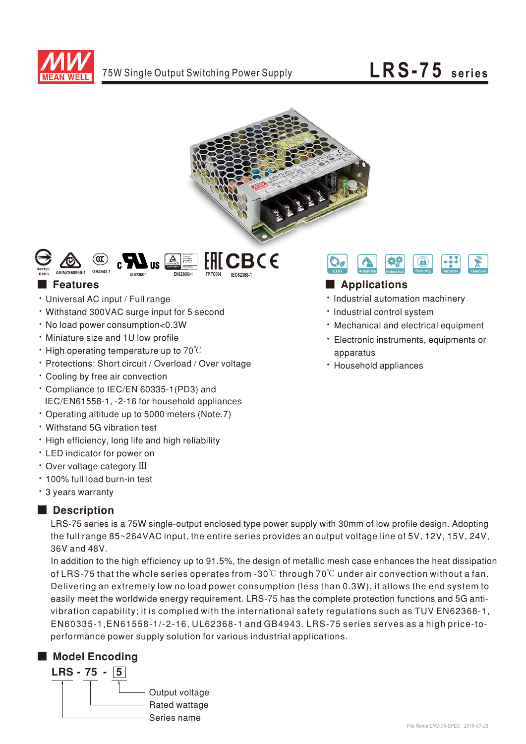MEAN WELL

75W Single Output Switching Power Supply

# LRS-75 series

R33100 RoHS  AS/NZS60950-1  GB4943.1  UL62368-1  EN62368-1  TP TC004  IEC62368-1

ECO  Automate  Industrial  Security  Network  Telecom

## Features

- Universal AC input / Full range
- Withstand 300VAC surge input for 5 second
- No load power consumption<0.3W
- Miniature size and 1U low profile
- High operating temperature up to 70℃
- Protections: Short circuit / Overload / Over voltage
- Cooling by free air convection
- Compliance to IEC/EN 60335-1(PD3) and IEC/EN61558-1, -2-16 for household appliances
- Operating altitude up to 5000 meters (Note.7)
- Withstand 5G vibration test
- High efficiency, long life and high reliability
- LED indicator for power on
- Over voltage category III
- 100% full load burn-in test
- 3 years warranty

## Applications

- Industrial automation machinery
- Industrial control system
- Mechanical and electrical equipment
- Electronic instruments, equipments or apparatus
- Household appliances

## Description

LRS-75 series is a 75W single-output enclosed type power supply with 30mm of low profile design. Adopting the full range 85~264VAC input, the entire series provides an output voltage line of 5V, 12V, 15V, 24V, 36V and 48V.

In addition to the high efficiency up to 91.5%, the design of metallic mesh case enhances the heat dissipation of LRS-75 that the whole series operates from -30℃ through 70℃ under air convection without a fan. Delivering an extremely low no load power consumption (less than 0.3W), it allows the end system to easily meet the worldwide energy requirement. LRS-75 has the complete protection functions and 5G anti-vibration capability; it is complied with the international safety regulations such as TUV EN62368-1, EN60335-1,EN61558-1/-2-16, UL62368-1 and GB4943. LRS-75 series serves as a high price-to-performance power supply solution for various industrial applications.

## Model Encoding

**LRS - 75 - 5**

- 5: Output voltage
- 75: Rated wattage
- LRS: Series name

File Name:LRS-75-SPEC 2019-07-23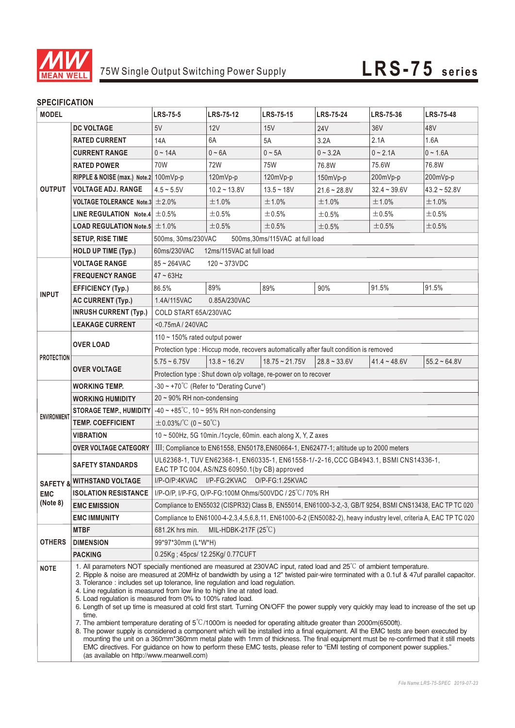75W Single Output Switching Power Supply

# LRS-75 series

## SPECIFICATION

| MODEL | | LRS-75-5 | LRS-75-12 | LRS-75-15 | LRS-75-24 | LRS-75-36 | LRS-75-48 |
|---|---|---|---|---|---|---|---|
| OUTPUT | DC VOLTAGE | 5V | 12V | 15V | 24V | 36V | 48V |
| | RATED CURRENT | 14A | 6A | 5A | 3.2A | 2.1A | 1.6A |
| | CURRENT RANGE | 0 ~ 14A | 0 ~ 6A | 0 ~ 5A | 0 ~ 3.2A | 0 ~ 2.1A | 0 ~ 1.6A |
| | RATED POWER | 70W | 72W | 75W | 76.8W | 75.6W | 76.8W |
| | RIPPLE & NOISE (max.) Note.2 | 100mVp-p | 120mVp-p | 120mVp-p | 150mVp-p | 200mVp-p | 200mVp-p |
| | VOLTAGE ADJ. RANGE | 4.5 ~ 5.5V | 10.2 ~ 13.8V | 13.5 ~ 18V | 21.6 ~ 28.8V | 32.4 ~ 39.6V | 43.2 ~ 52.8V |
| | VOLTAGE TOLERANCE Note.3 | ±2.0% | ±1.0% | ±1.0% | ±1.0% | ±1.0% | ±1.0% |
| | LINE REGULATION Note.4 | ±0.5% | ±0.5% | ±0.5% | ±0.5% | ±0.5% | ±0.5% |
| | LOAD REGULATION Note.5 | ±1.0% | ±0.5% | ±0.5% | ±0.5% | ±0.5% | ±0.5% |
| | SETUP, RISE TIME | 500ms, 30ms/230VAC 500ms,30ms/115VAC at full load | | | | | |
| | HOLD UP TIME (Typ.) | 60ms/230VAC 12ms/115VAC at full load | | | | | |
| INPUT | VOLTAGE RANGE | 85 ~ 264VAC 120 ~ 373VDC | | | | | |
| | FREQUENCY RANGE | 47 ~ 63Hz | | | | | |
| | EFFICIENCY (Typ.) | 86.5% | 89% | 89% | 90% | 91.5% | 91.5% |
| | AC CURRENT (Typ.) | 1.4A/115VAC 0.85A/230VAC | | | | | |
| | INRUSH CURRENT (Typ.) | COLD START 65A/230VAC | | | | | |
| | LEAKAGE CURRENT | <0.75mA / 240VAC | | | | | |
| PROTECTION | OVER LOAD | 110 ~ 150% rated output power | | | | | |
| | | Protection type : Hiccup mode, recovers automatically after fault condition is removed | | | | | |
| | OVER VOLTAGE | 5.75 ~ 6.75V | 13.8 ~ 16.2V | 18.75 ~ 21.75V | 28.8 ~ 33.6V | 41.4 ~ 48.6V | 55.2 ~ 64.8V |
| | | Protection type : Shut down o/p voltage, re-power on to recover | | | | | |
| ENVIRONMENT | WORKING TEMP. | -30 ~ +70℃ (Refer to "Derating Curve") | | | | | |
| | WORKING HUMIDITY | 20 ~ 90% RH non-condensing | | | | | |
| | STORAGE TEMP., HUMIDITY | -40 ~ +85℃, 10 ~ 95% RH non-condensing | | | | | |
| | TEMP. COEFFICIENT | ±0.03%/℃ (0 ~ 50℃) | | | | | |
| | VIBRATION | 10 ~ 500Hz, 5G 10min./1cycle, 60min. each along X, Y, Z axes | | | | | |
| | OVER VOLTAGE CATEGORY | III; Compliance to EN61558, EN50178,EN60664-1, EN62477-1; altitude up to 2000 meters | | | | | |
| SAFETY & EMC (Note 8) | SAFETY STANDARDS | UL62368-1, TUV EN62368-1, EN60335-1, EN61558-1/-2-16,CCC GB4943.1, BSMI CNS14336-1, EAC TP TC 004, AS/NZS 60950.1(by CB) approved | | | | | |
| | WITHSTAND VOLTAGE | I/P-O/P:4KVAC I/P-FG:2KVAC O/P-FG:1.25KVAC | | | | | |
| | ISOLATION RESISTANCE | I/P-O/P, I/P-FG, O/P-FG:100M Ohms/500VDC / 25℃/ 70% RH | | | | | |
| | EMC EMISSION | Compliance to EN55032 (CISPR32) Class B, EN55014, EN61000-3-2,-3, GB/T 9254, BSMI CNS13438, EAC TP TC 020 | | | | | |
| | EMC IMMUNITY | Compliance to EN61000-4-2,3,4,5,6,8,11, EN61000-6-2 (EN50082-2), heavy industry level, criteria A, EAC TP TC 020 | | | | | |
| OTHERS | MTBF | 681.2K hrs min. MIL-HDBK-217F (25℃) | | | | | |
| | DIMENSION | 99*97*30mm (L*W*H) | | | | | |
| | PACKING | 0.25Kg ; 45pcs/ 12.25Kg/ 0.77CUFT | | | | | |

**NOTE**

1. All parameters NOT specially mentioned are measured at 230VAC input, rated load and 25℃ of ambient temperature.
2. Ripple & noise are measured at 20MHz of bandwidth by using a 12" twisted pair-wire terminated with a 0.1uf & 47uf parallel capacitor.
3. Tolerance : includes set up tolerance, line regulation and load regulation.
4. Line regulation is measured from low line to high line at rated load.
5. Load regulation is measured from 0% to 100% rated load.
6. Length of set up time is measured at cold first start. Turning ON/OFF the power supply very quickly may lead to increase of the set up time.
7. The ambient temperature derating of 5℃/1000m is needed for operating altitude greater than 2000m(6500ft).
8. The power supply is considered a component which will be installed into a final equipment. All the EMC tests are been executed by mounting the unit on a 360mm*360mm metal plate with 1mm of thickness. The final equipment must be re-confirmed that it still meets EMC directives. For guidance on how to perform these EMC tests, please refer to "EMI testing of component power supplies." (as available on http://www.meanwell.com)

File Name:LRS-75-SPEC 2019-07-23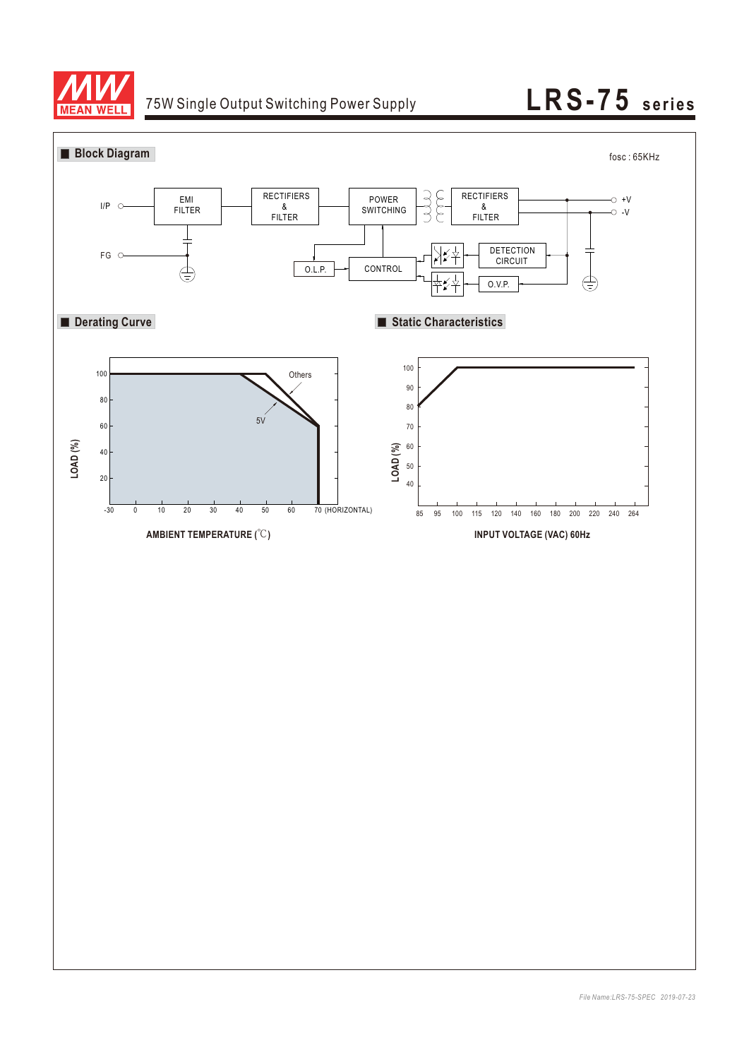# 75W Single Output Switching Power Supply

# LRS-75 series

## Block Diagram

fosc : 65KHz

I/P — EMI FILTER — RECTIFIERS & FILTER — POWER SWITCHING — RECTIFIERS & FILTER — +V / -V

FG

O.L.P. — CONTROL — DETECTION CIRCUIT — O.V.P.

## Derating Curve

LOAD (%)

100, 80, 60, 40, 20

-30, 0, 10, 20, 30, 40, 50, 60, 70 (HORIZONTAL)

Others

5V

AMBIENT TEMPERATURE (℃)

## Static Characteristics

LOAD (%)

100, 90, 80, 70, 60, 50, 40

85, 95, 100, 115, 120, 140, 160, 180, 200, 220, 240, 264

INPUT VOLTAGE (VAC) 60Hz

*File Name:LRS-75-SPEC 2019-07-23*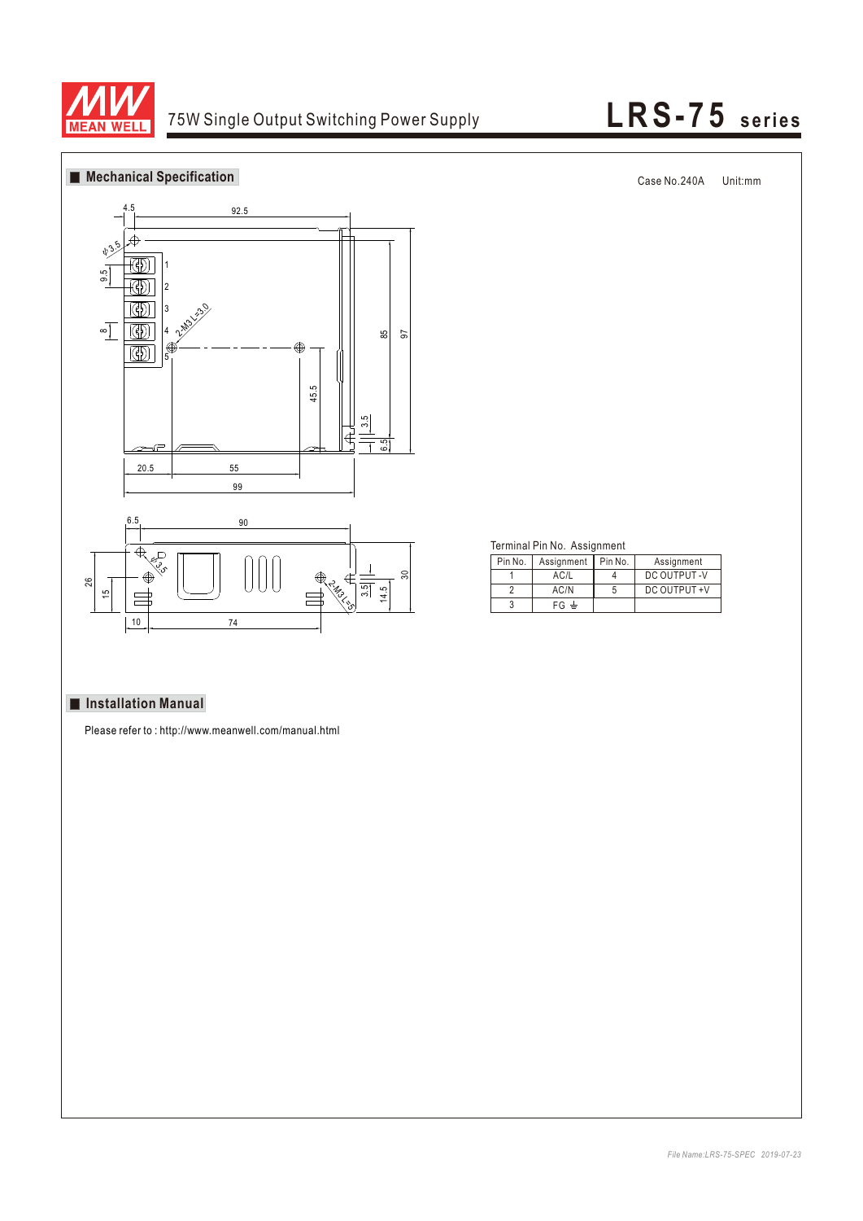## Mechanical Specification

Case No.240A Unit:mm

4.5
92.5
ϕ3.5
9.5
1
2
3
4
5
8
2-M3 L=3.0
85
97
45.5
3.5
6.5
20.5
55
99

6.5
90
ϕ3.5
26
15
2-M3 L=5
3.5
14.5
30
10
74

Terminal Pin No. Assignment

| Pin No. | Assignment | Pin No. | Assignment |
|---|---|---|---|
| 1 | AC/L | 4 | DC OUTPUT -V |
| 2 | AC/N | 5 | DC OUTPUT +V |
| 3 | FG ⏚ | | |

## Installation Manual

Please refer to : http://www.meanwell.com/manual.html